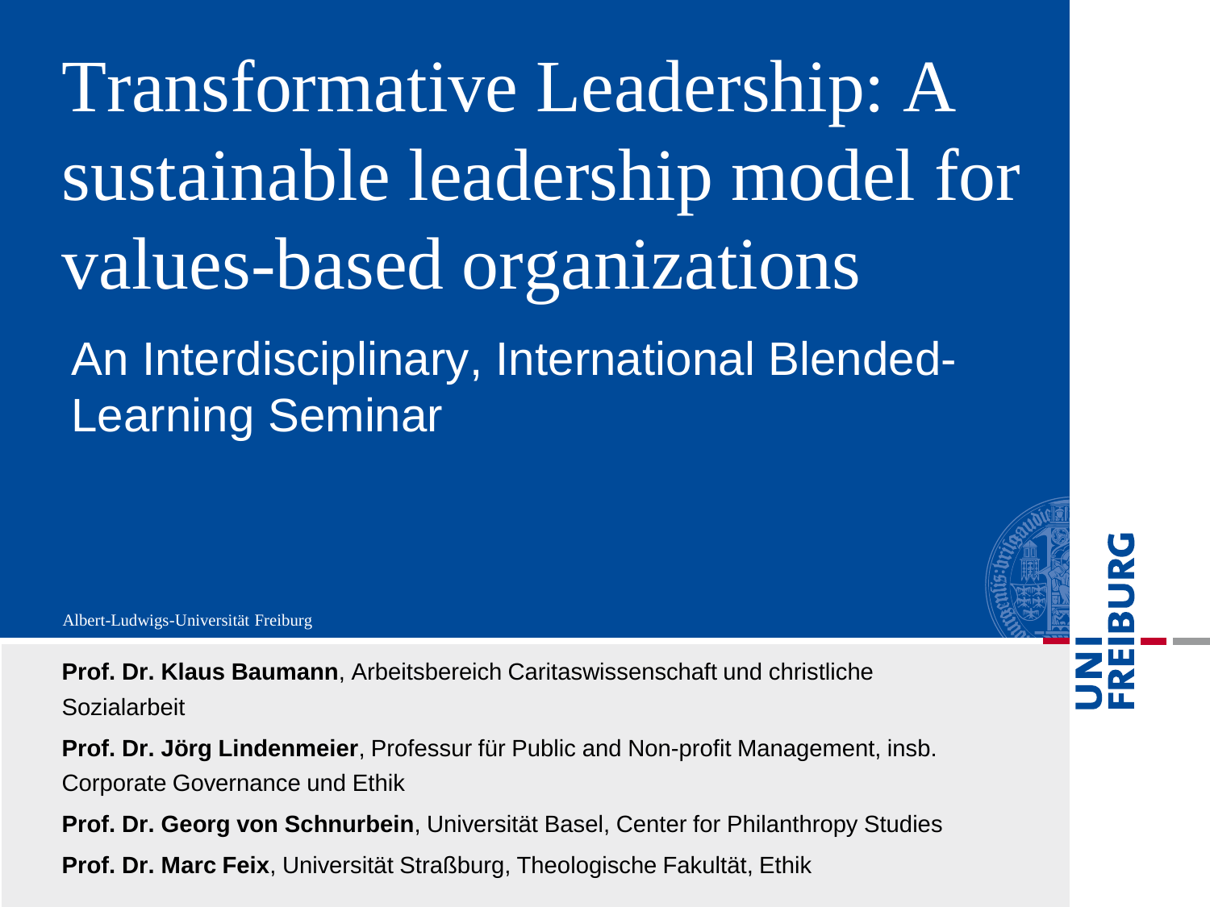# Transformative Leadership: A sustainable leadership model for values-based organizations

## An Interdisciplinary, International Blended-Learning Seminar

Albert-Ludwigs-Universität Freiburg

**Prof. Dr. Klaus Baumann**, Arbeitsbereich Caritaswissenschaft und christliche Sozialarbeit

**Prof. Dr. Jörg Lindenmeier**, Professur für Public and Non-profit Management, insb. Corporate Governance und Ethik

**Prof. Dr. Georg von Schnurbein**, Universität Basel, Center for Philanthropy Studies

**Prof. Dr. Marc Feix**, Universität Straßburg, Theologische Fakultät, Ethik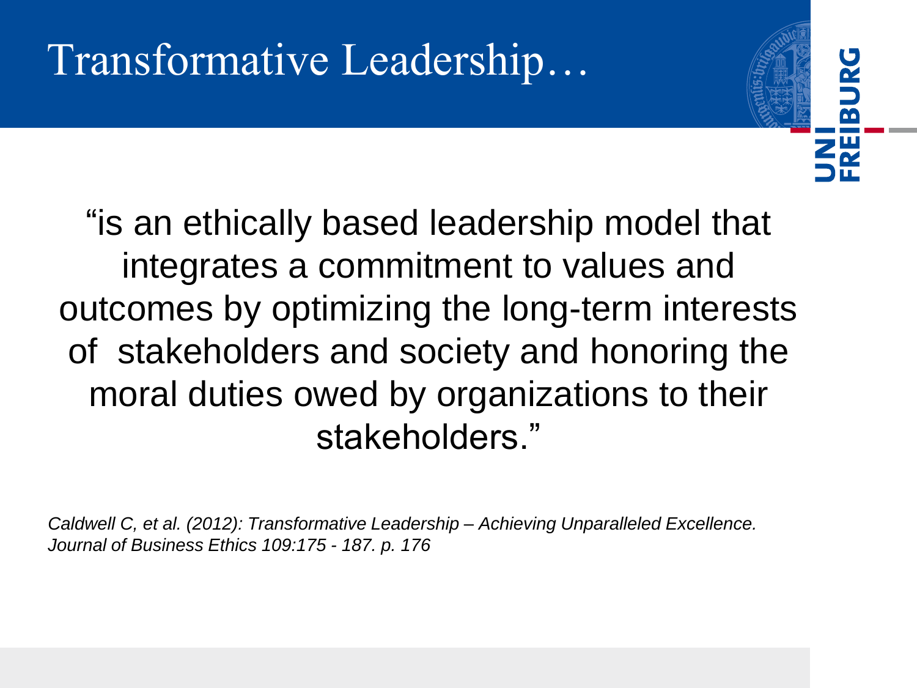# Transformative Leadership…

"is an ethically based leadership model that integrates a commitment to values and outcomes by optimizing the long-term interests of stakeholders and society and honoring the moral duties owed by organizations to their stakeholders."

*Caldwell C, et al. (2012): Transformative Leadership – Achieving Unparalleled Excellence. Journal of Business Ethics 109:175 - 187. p. 176*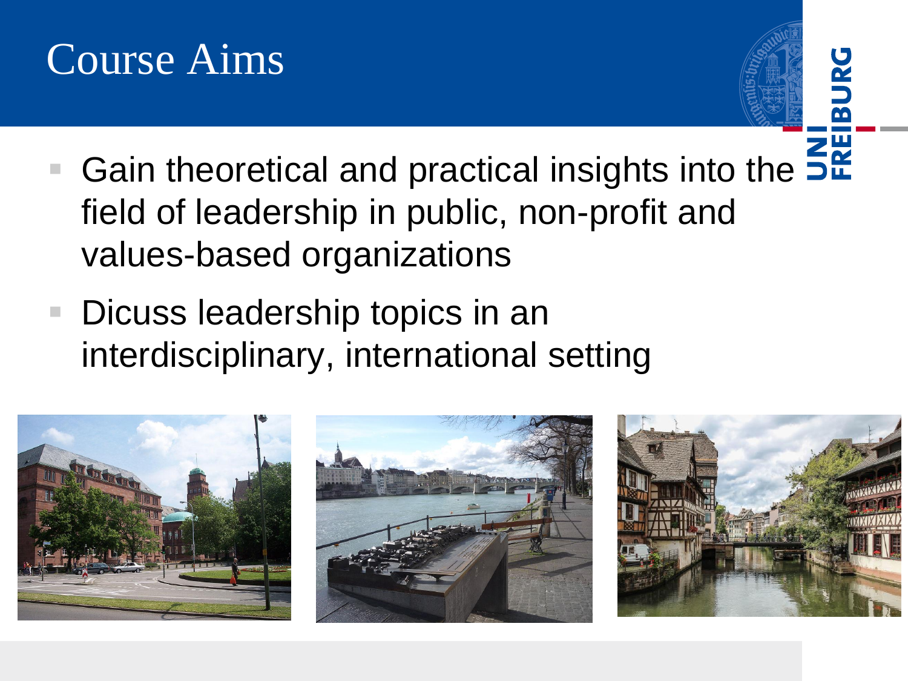# Course Aims

- Gain theoretical and practical insights into the field of leadership in public, non-profit and values-based organizations
- Dicuss leadership topics in an interdisciplinary, international setting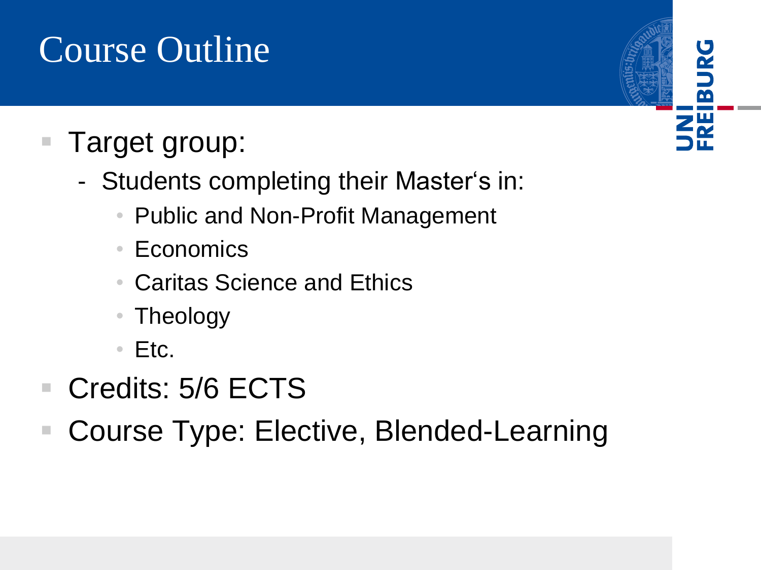# Course Outline

- Target group:
  - Students completing their Master‘s in:
    - Public and Non-Profit Management
    - Economics
    - Caritas Science and Ethics
    - Theology
    - Etc.
- Credits: 5/6 ECTS
- Course Type: Elective, Blended-Learning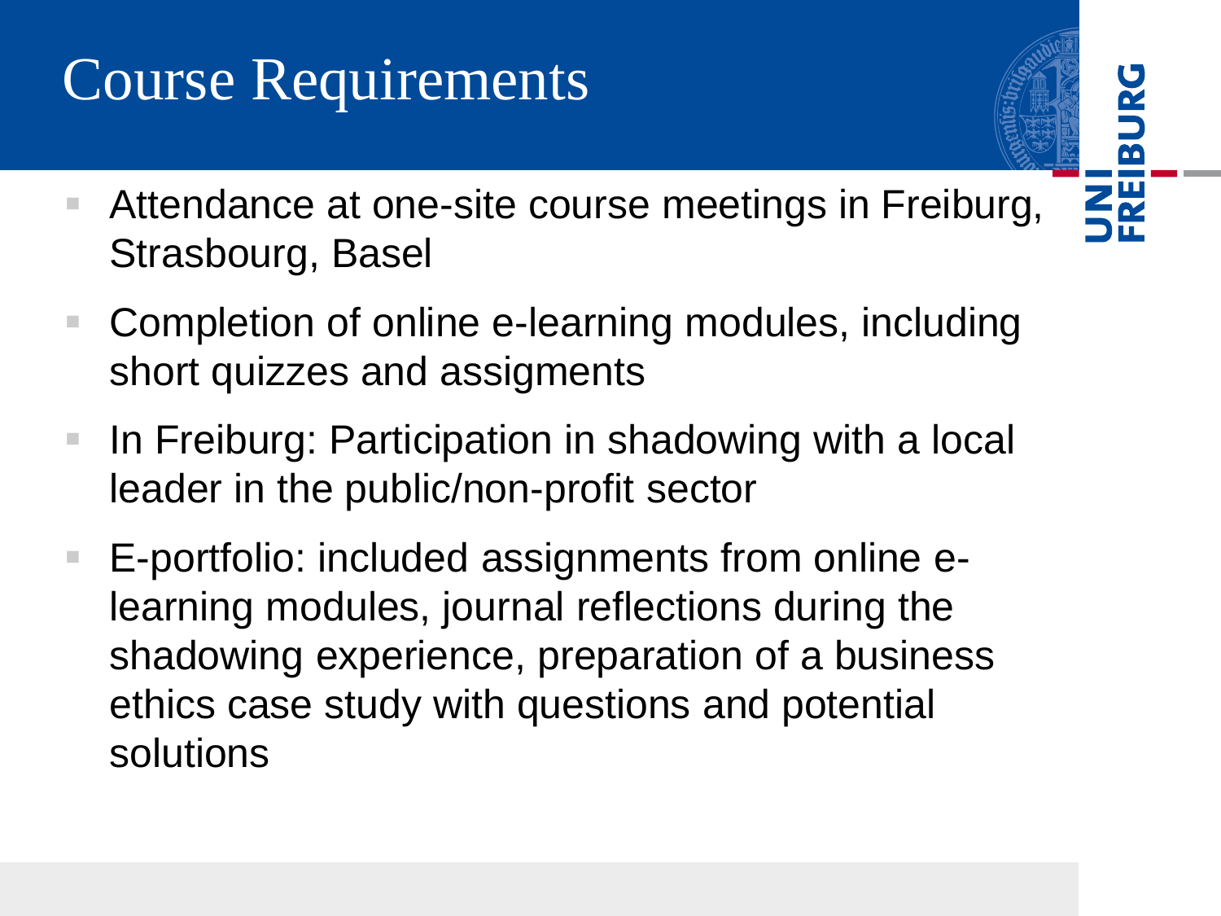# Course Requirements

- Attendance at one-site course meetings in Freiburg, Strasbourg, Basel
- Completion of online e-learning modules, including short quizzes and assigments
- In Freiburg: Participation in shadowing with a local leader in the public/non-profit sector
- E-portfolio: included assignments from online e-learning modules, journal reflections during the shadowing experience, preparation of a business ethics case study with questions and potential solutions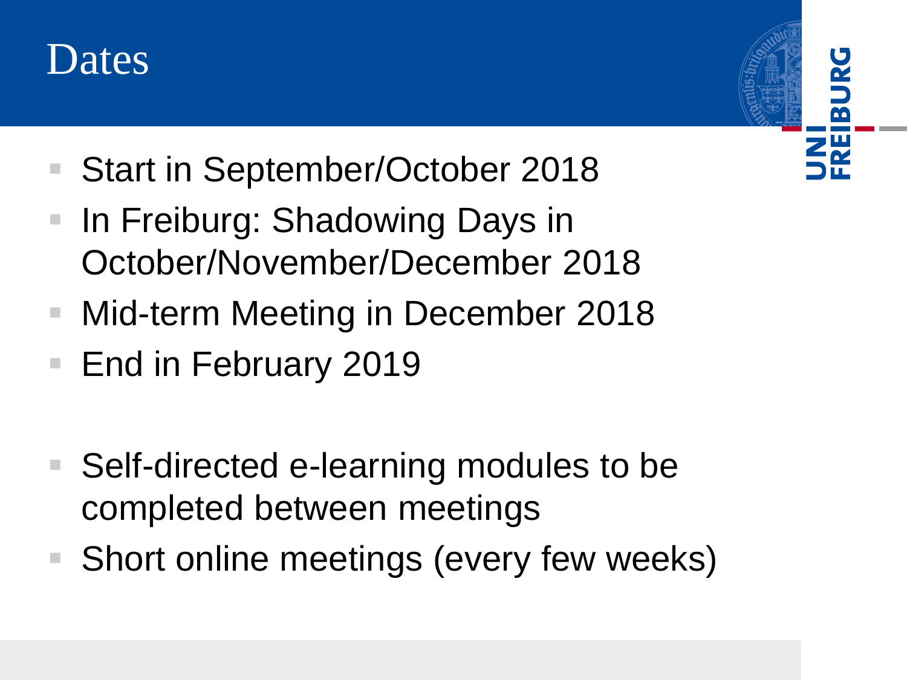# Dates

- Start in September/October 2018
- In Freiburg: Shadowing Days in October/November/December 2018
- Mid-term Meeting in December 2018
- End in February 2019

- Self-directed e-learning modules to be completed between meetings
- Short online meetings (every few weeks)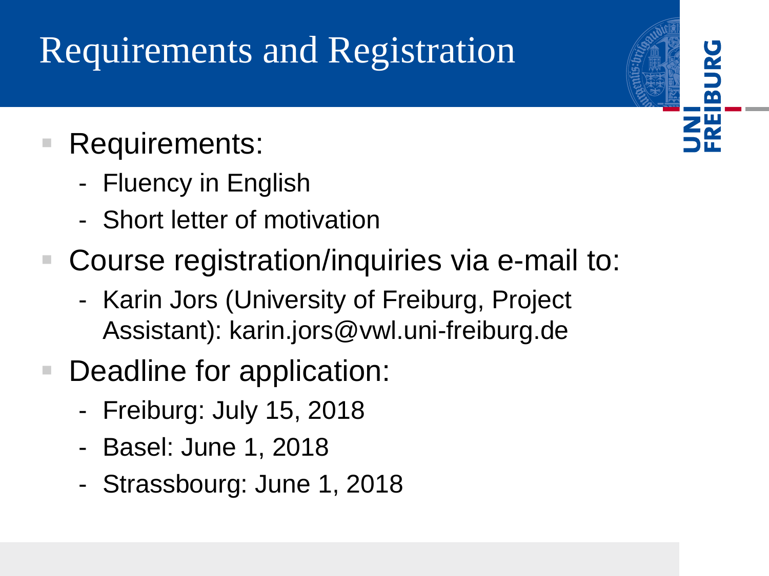# Requirements and Registration

- Requirements:
  - Fluency in English
  - Short letter of motivation
- Course registration/inquiries via e-mail to:
  - Karin Jors (University of Freiburg, Project Assistant): karin.jors@vwl.uni-freiburg.de
- Deadline for application:
  - Freiburg: July 15, 2018
  - Basel: June 1, 2018
  - Strassbourg: June 1, 2018